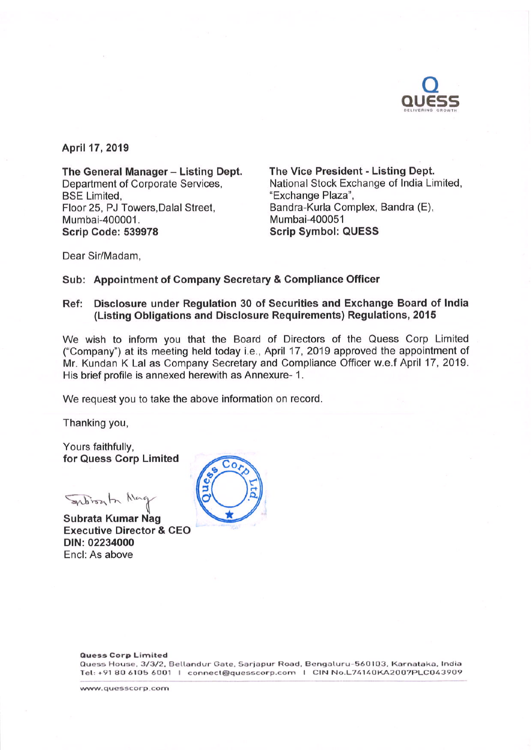April 17, 2019

**The General Manager – Listing Dept.**
Department of Corporate Services,
BSE Limited,
Floor 25, PJ Towers,Dalal Street,
Mumbai-400001.
**Scrip Code: 539978**

**The Vice President - Listing Dept.**
National Stock Exchange of India Limited,
"Exchange Plaza",
Bandra-Kurla Complex, Bandra (E),
Mumbai-400051
**Scrip Symbol: QUESS**

Dear Sir/Madam,

**Sub: Appointment of Company Secretary & Compliance Officer**

**Ref: Disclosure under Regulation 30 of Securities and Exchange Board of India (Listing Obligations and Disclosure Requirements) Regulations, 2015**

We wish to inform you that the Board of Directors of the Quess Corp Limited ("Company") at its meeting held today i.e., April 17, 2019 approved the appointment of Mr. Kundan K Lal as Company Secretary and Compliance Officer w.e.f April 17, 2019. His brief profile is annexed herewith as Annexure- 1.

We request you to take the above information on record.

Thanking you,

Yours faithfully,
**for Quess Corp Limited**

**Subrata Kumar Nag**
**Executive Director & CEO**
**DIN: 02234000**
Encl: As above

**Quess Corp Limited**
Quess House, 3/3/2, Bellandur Gate, Sarjapur Road, Bengaluru-560103, Karnataka, India
Tel: +91 80 6105 6001 | connect@quesscorp.com | CIN No.L74140KA2007PLC043909

www.quesscorp.com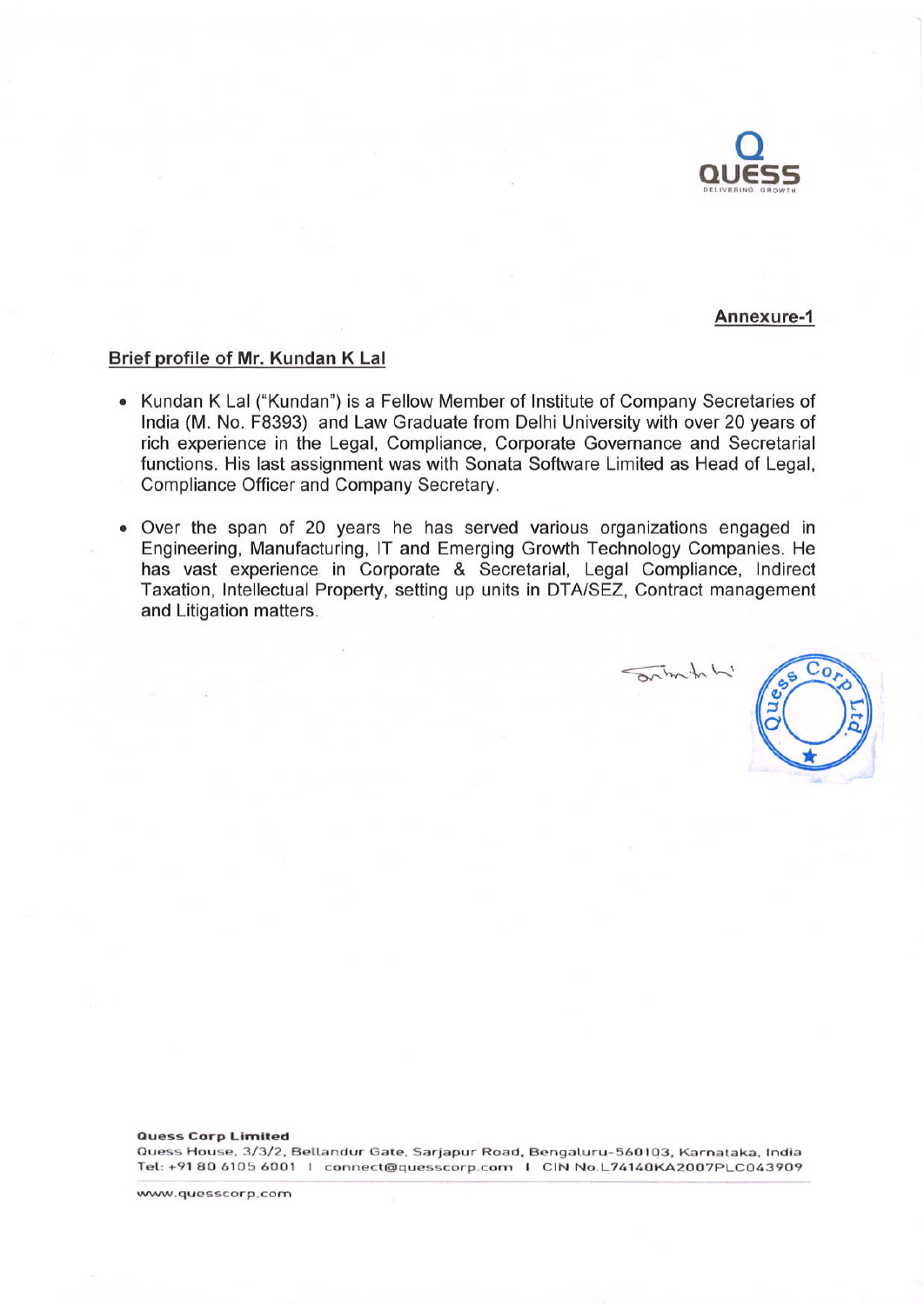**Annexure-1**

**Brief profile of Mr. Kundan K Lal**

- Kundan K Lal ("Kundan") is a Fellow Member of Institute of Company Secretaries of India (M. No. F8393) and Law Graduate from Delhi University with over 20 years of rich experience in the Legal, Compliance, Corporate Governance and Secretarial functions. His last assignment was with Sonata Software Limited as Head of Legal, Compliance Officer and Company Secretary.

- Over the span of 20 years he has served various organizations engaged in Engineering, Manufacturing, IT and Emerging Growth Technology Companies. He has vast experience in Corporate & Secretarial, Legal Compliance, Indirect Taxation, Intellectual Property, setting up units in DTA/SEZ, Contract management and Litigation matters.

**Quess Corp Limited**
Quess House, 3/3/2, Bellandur Gate, Sarjapur Road, Bengaluru-560103, Karnataka, India
Tel: +91 80 6105 6001 | connect@quesscorp.com | CIN No.L74140KA2007PLC043909

www.quesscorp.com